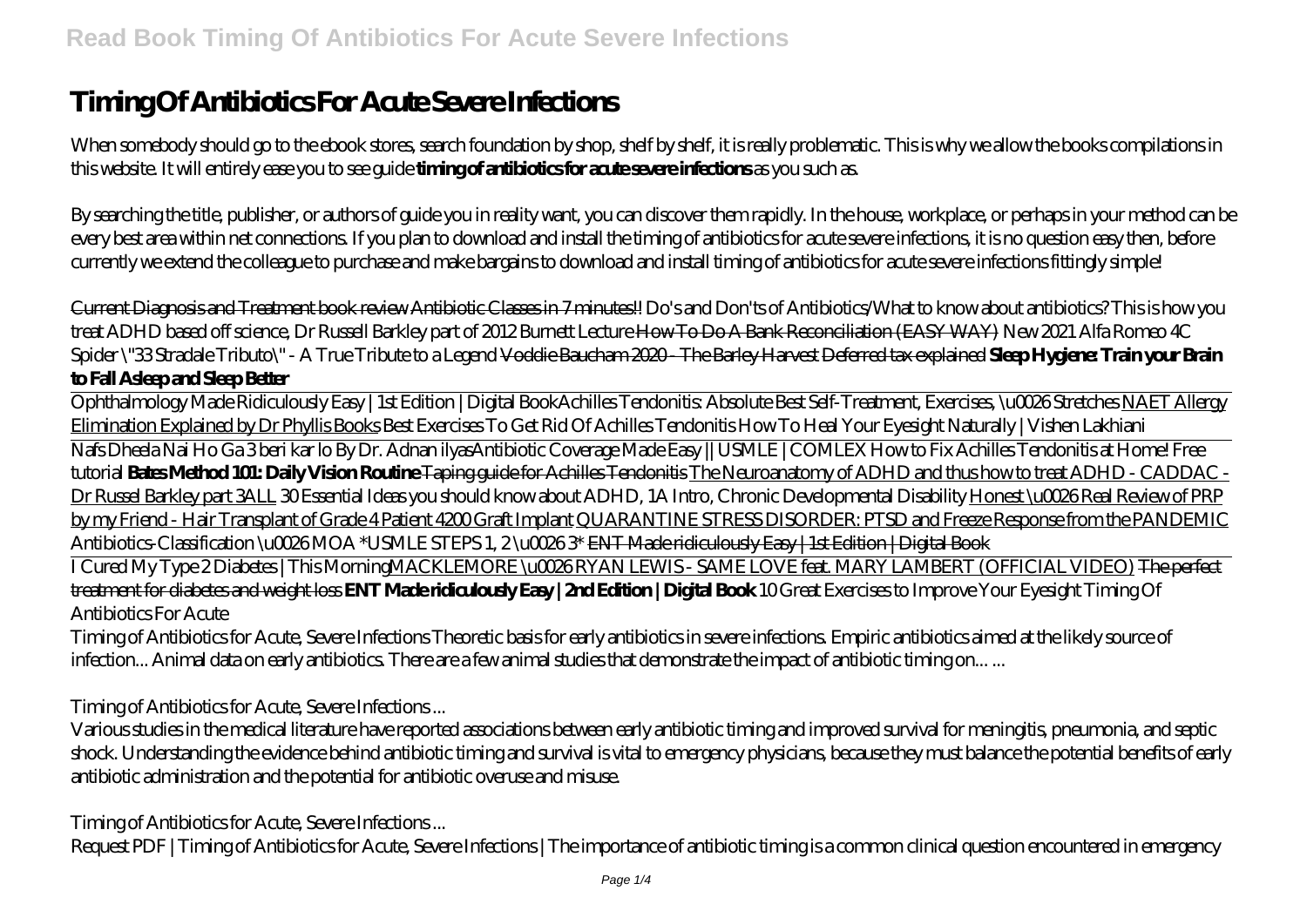# Timing Of Antibiotics For Acute Severe Infections

When somebody should go to the ebook stores, search foundation by shop, shelf by shelf, it is really problematic. This is why we allow the books compilations in this website. It will entirely ease you to see guide **timing of antibiotics for acute severe infections** as you such as.

By searching the title, publisher, or authors of guide you in reality want, you can discover them rapidly. In the house, workplace, or perhaps in your method can be every best area within net connections. If you plan to download and install the timing of antibiotics for acute severe infections, it is no question easy then, before currently we extend the colleague to purchase and make bargains to download and install timing of antibiotics for acute severe infections fittingly simple!

Current Diagnosis and Treatment book review Antibiotic Classes in 7 minutes!! *Do's and Don'ts of Antibiotics/What to know about antibiotics? This is how you treat ADHD based off science, Dr Russell Barkley part of 2012 Burnett Lecture* How To Do A Bank Reconciliation (EASY WAY) *New 2021 Alfa Romeo 4C Spider \"33 Stradale Tributo\" - A True Tribute to a Legend* Voddie Baucham 2020 - The Barley Harvest Deferred tax explained **Sleep Hygiene: Train your Brain to Fall Asleep and Sleep Better**

Ophthalmology Made Ridiculously Easy | 1st Edition | Digital Book*Achilles Tendonitis: Absolute Best Self-Treatment, Exercises, \u0026 Stretches* NAET Allergy Elimination Explained by Dr Phyllis Books *Best Exercises To Get Rid Of Achilles Tendonitis How To Heal Your Eyesight Naturally | Vishen Lakhiani*

Nafs Dheela Nai Ho Ga 3 beri kar lo By Dr. Adnan ilyas*Antibiotic Coverage Made Easy || USMLE | COMLEX How to Fix Achilles Tendonitis at Home! Free tutorial* **Bates Method 101: Daily Vision Routine** Taping guide for Achilles Tendonitis The Neuroanatomy of ADHD and thus how to treat ADHD - CADDAC - Dr Russel Barkley part 3ALL *30 Essential Ideas you should know about ADHD, 1A Intro, Chronic Developmental Disability* Honest \u0026 Real Review of PRP by my Friend - Hair Transplant of Grade 4 Patient 4200 Graft Implant QUARANTINE STRESS DISORDER: PTSD and Freeze Response from the PANDEMIC *Antibiotics-Classification \u0026 MOA \*USMLE STEPS 1, 2 \u0026 3\** ENT Made ridiculously Easy | 1st Edition | Digital Book

I Cured My Type 2 Diabetes | This MorningMACKLEMORE \u0026 RYAN LEWIS - SAME LOVE feat. MARY LAMBERT (OFFICIAL VIDEO) The perfect treatment for diabetes and weight loss **ENT Made ridiculously Easy | 2nd Edition | Digital Book** *10 Great Exercises to Improve Your Eyesight Timing Of Antibiotics For Acute*

Timing of Antibiotics for Acute, Severe Infections Theoretic basis for early antibiotics in severe infections. Empiric antibiotics aimed at the likely source of infection... Animal data on early antibiotics. There are a few animal studies that demonstrate the impact of antibiotic timing on... ...

*Timing of Antibiotics for Acute, Severe Infections ...*

Various studies in the medical literature have reported associations between early antibiotic timing and improved survival for meningitis, pneumonia, and septic shock. Understanding the evidence behind antibiotic timing and survival is vital to emergency physicians, because they must balance the potential benefits of early antibiotic administration and the potential for antibiotic overuse and misuse.

*Timing of Antibiotics for Acute, Severe Infections ...*

Request PDF | Timing of Antibiotics for Acute, Severe Infections | The importance of antibiotic timing is a common clinical question encountered in emergency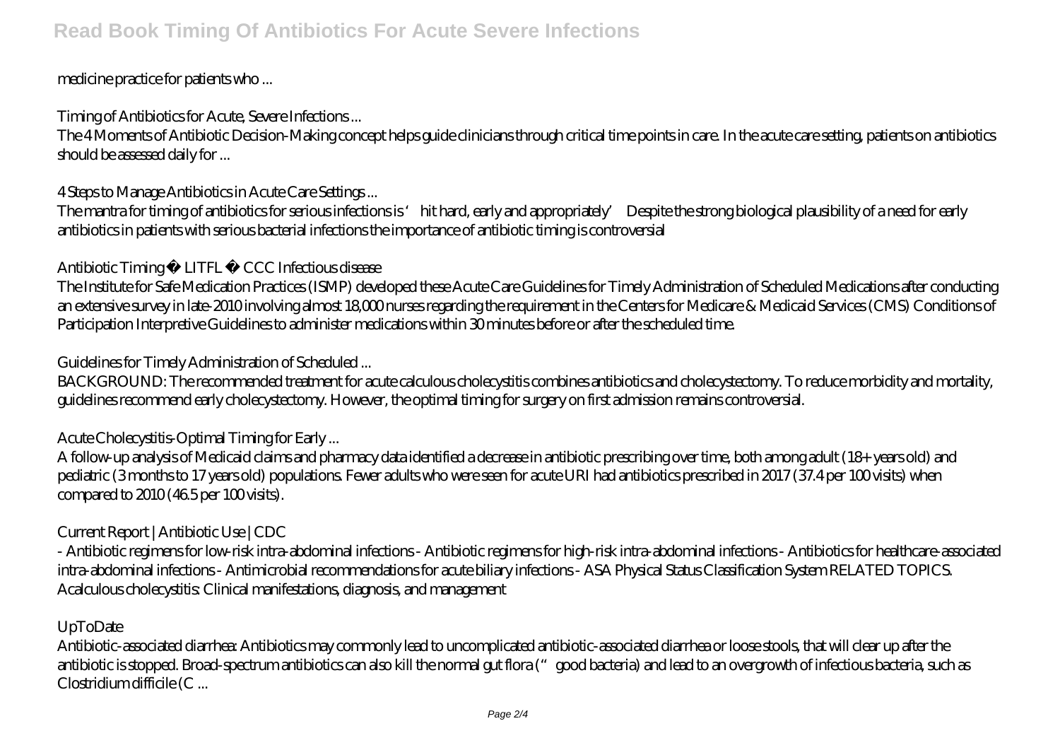medicine practice for patients who ...

*Timing of Antibiotics for Acute, Severe Infections ...*

The 4 Moments of Antibiotic Decision-Making concept helps guide clinicians through critical time points in care. In the acute care setting, patients on antibiotics should be assessed daily for ...

*4 Steps to Manage Antibiotics in Acute Care Settings ...*

The mantra for timing of antibiotics for serious infections is 'hit hard, early and appropriately' Despite the strong biological plausibility of a need for early antibiotics in patients with serious bacterial infections the importance of antibiotic timing is controversial

*Antibiotic Timing • LITFL • CCC Infectious disease*

The Institute for Safe Medication Practices (ISMP) developed these Acute Care Guidelines for Timely Administration of Scheduled Medications after conducting an extensive survey in late-2010 involving almost 18,000 nurses regarding the requirement in the Centers for Medicare & Medicaid Services (CMS) Conditions of Participation Interpretive Guidelines to administer medications within 30 minutes before or after the scheduled time.

*Guidelines for Timely Administration of Scheduled ...*

BACKGROUND: The recommended treatment for acute calculous cholecystitis combines antibiotics and cholecystectomy. To reduce morbidity and mortality, guidelines recommend early cholecystectomy. However, the optimal timing for surgery on first admission remains controversial.

*Acute Cholecystitis-Optimal Timing for Early ...*

A follow-up analysis of Medicaid claims and pharmacy data identified a decrease in antibiotic prescribing over time, both among adult (18+ years old) and pediatric (3 months to 17 years old) populations. Fewer adults who were seen for acute URI had antibiotics prescribed in 2017 (37.4 per 100 visits) when compared to 2010 (46.5 per 100 visits).

*Current Report | Antibiotic Use | CDC*

- Antibiotic regimens for low-risk intra-abdominal infections - Antibiotic regimens for high-risk intra-abdominal infections - Antibiotics for healthcare-associated intra-abdominal infections - Antimicrobial recommendations for acute biliary infections - ASA Physical Status Classification System RELATED TOPICS. Acalculous cholecystitis: Clinical manifestations, diagnosis, and management

*UpToDate*

Antibiotic-associated diarrhea: Antibiotics may commonly lead to uncomplicated antibiotic-associated diarrhea or loose stools, that will clear up after the antibiotic is stopped. Broad-spectrum antibiotics can also kill the normal gut flora ("good bacteria) and lead to an overgrowth of infectious bacteria, such as Clostridium difficile (C ...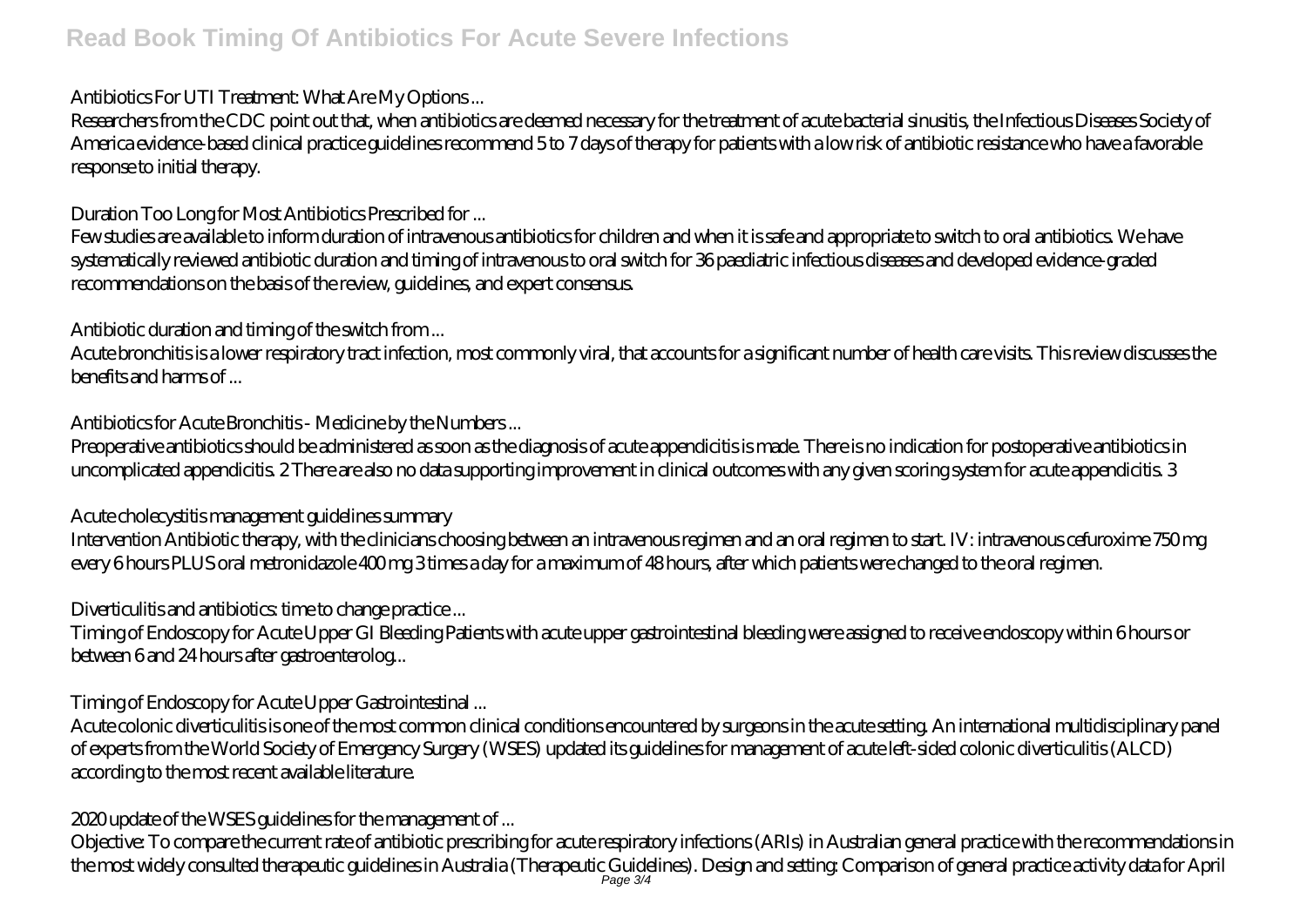*Antibiotics For UTI Treatment: What Are My Options ...*

Researchers from the CDC point out that, when antibiotics are deemed necessary for the treatment of acute bacterial sinusitis, the Infectious Diseases Society of America evidence-based clinical practice guidelines recommend 5 to 7 days of therapy for patients with a low risk of antibiotic resistance who have a favorable response to initial therapy.

*Duration Too Long for Most Antibiotics Prescribed for ...*

Few studies are available to inform duration of intravenous antibiotics for children and when it is safe and appropriate to switch to oral antibiotics. We have systematically reviewed antibiotic duration and timing of intravenous to oral switch for 36 paediatric infectious diseases and developed evidence-graded recommendations on the basis of the review, guidelines, and expert consensus.

*Antibiotic duration and timing of the switch from ...*

Acute bronchitis is a lower respiratory tract infection, most commonly viral, that accounts for a significant number of health care visits. This review discusses the benefits and harms of ...

*Antibiotics for Acute Bronchitis - Medicine by the Numbers ...*

Preoperative antibiotics should be administered as soon as the diagnosis of acute appendicitis is made. There is no indication for postoperative antibiotics in uncomplicated appendicitis. 2 There are also no data supporting improvement in clinical outcomes with any given scoring system for acute appendicitis. 3

*Acute cholecystitis management guidelines summary*

Intervention Antibiotic therapy, with the clinicians choosing between an intravenous regimen and an oral regimen to start. IV: intravenous cefuroxime 750 mg every 6 hours PLUS oral metronidazole 400 mg 3 times a day for a maximum of 48 hours, after which patients were changed to the oral regimen.

*Diverticulitis and antibiotics: time to change practice ...*

Timing of Endoscopy for Acute Upper GI Bleeding Patients with acute upper gastrointestinal bleeding were assigned to receive endoscopy within 6 hours or between 6 and 24 hours after gastroenterolog...

*Timing of Endoscopy for Acute Upper Gastrointestinal ...*

Acute colonic diverticulitis is one of the most common clinical conditions encountered by surgeons in the acute setting. An international multidisciplinary panel of experts from the World Society of Emergency Surgery (WSES) updated its guidelines for management of acute left-sided colonic diverticulitis (ALCD) according to the most recent available literature.

*2020 update of the WSES guidelines for the management of ...*

Objective: To compare the current rate of antibiotic prescribing for acute respiratory infections (ARIs) in Australian general practice with the recommendations in the most widely consulted therapeutic guidelines in Australia (Therapeutic Guidelines). Design and setting: Comparison of general practice activity data for April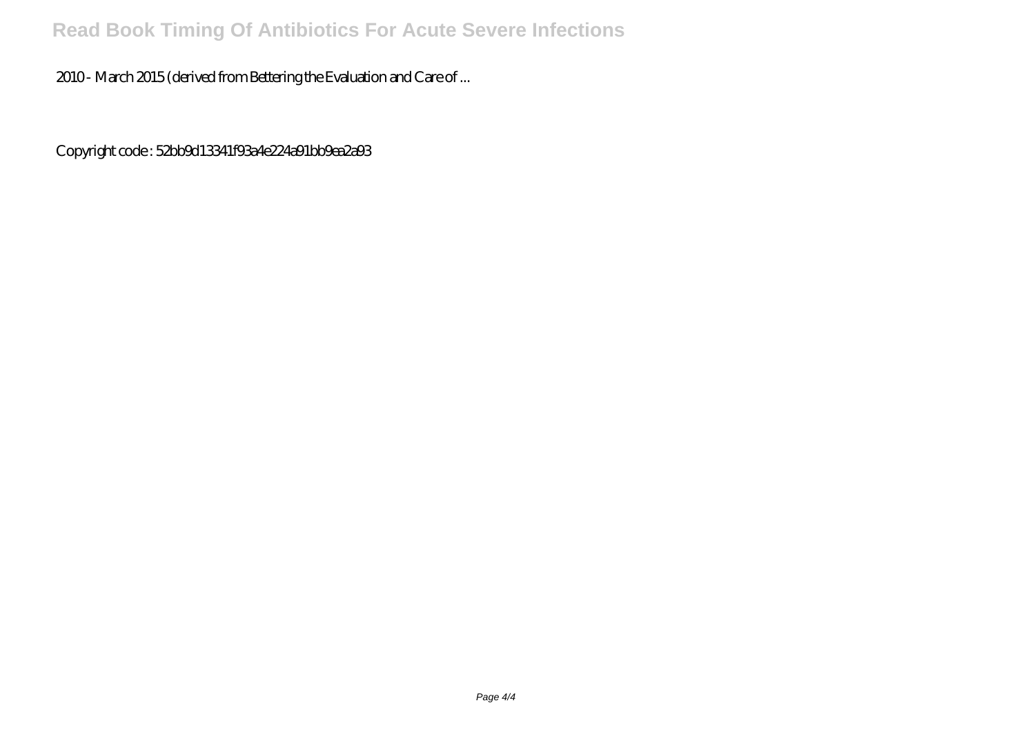2010 - March 2015 (derived from Bettering the Evaluation and Care of ...

Copyright code : 52bb9d13341f93a4e224a91bb9ea2a93